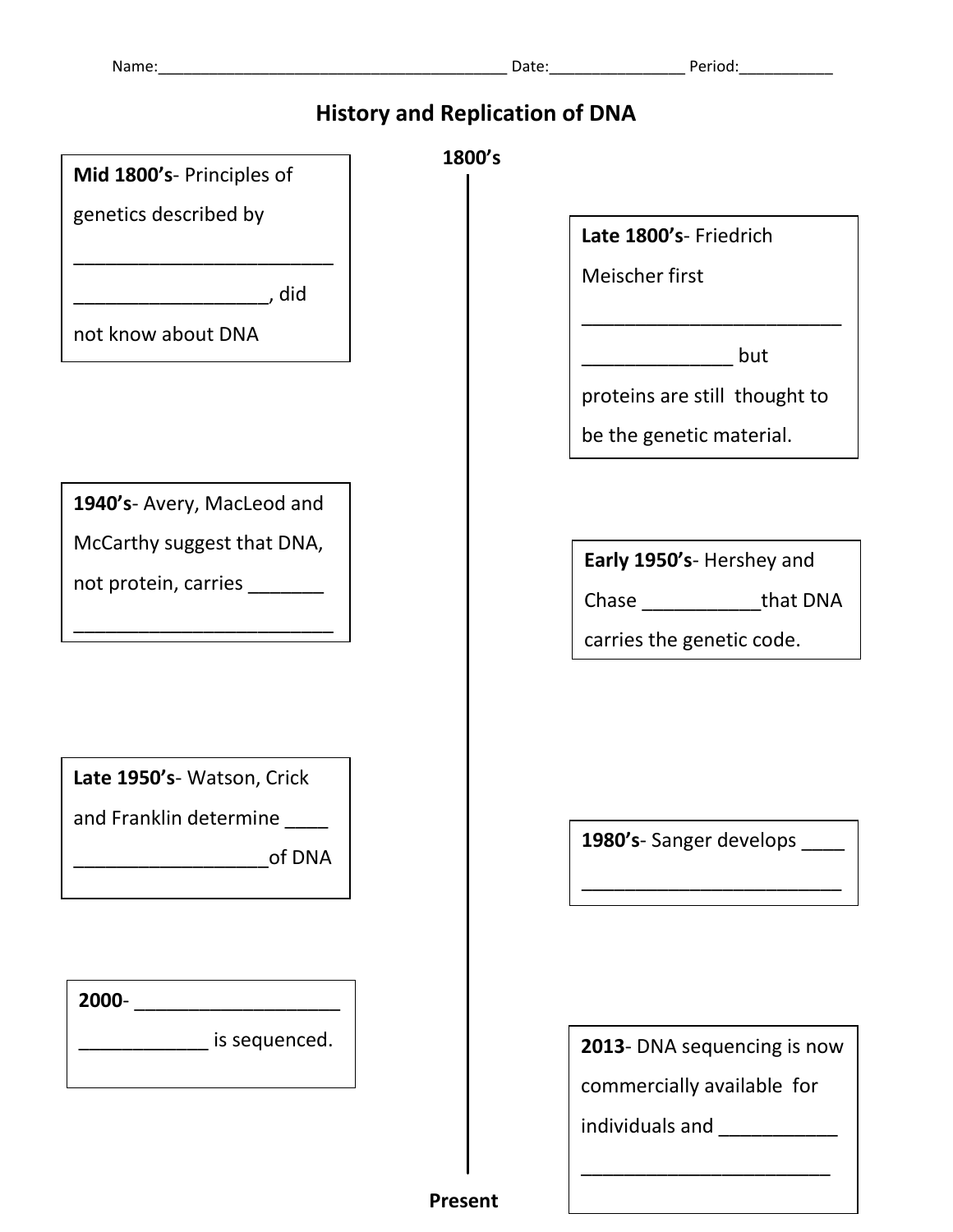Name:__________________________________________ Date:________________ Period:___________

# History and Replication of DNA

**1800's**

**Mid 1800's**- Principles of genetics described by ________________________ __________________, did not know about DNA

**Late 1800's**- Friedrich Meischer first ________________________ ______________ but proteins are still thought to be the genetic material.

**1940's**- Avery, MacLeod and McCarthy suggest that DNA, not protein, carries _______ ________________________

**Early 1950's**- Hershey and Chase ___________that DNA carries the genetic code.

**Late 1950's**- Watson, Crick and Franklin determine ____ __________________of DNA

**1980's**- Sanger develops ____ ________________________

**2000**- ___________________ ____________ is sequenced.

**2013**- DNA sequencing is now commercially available for individuals and ___________ ________________________

**Present**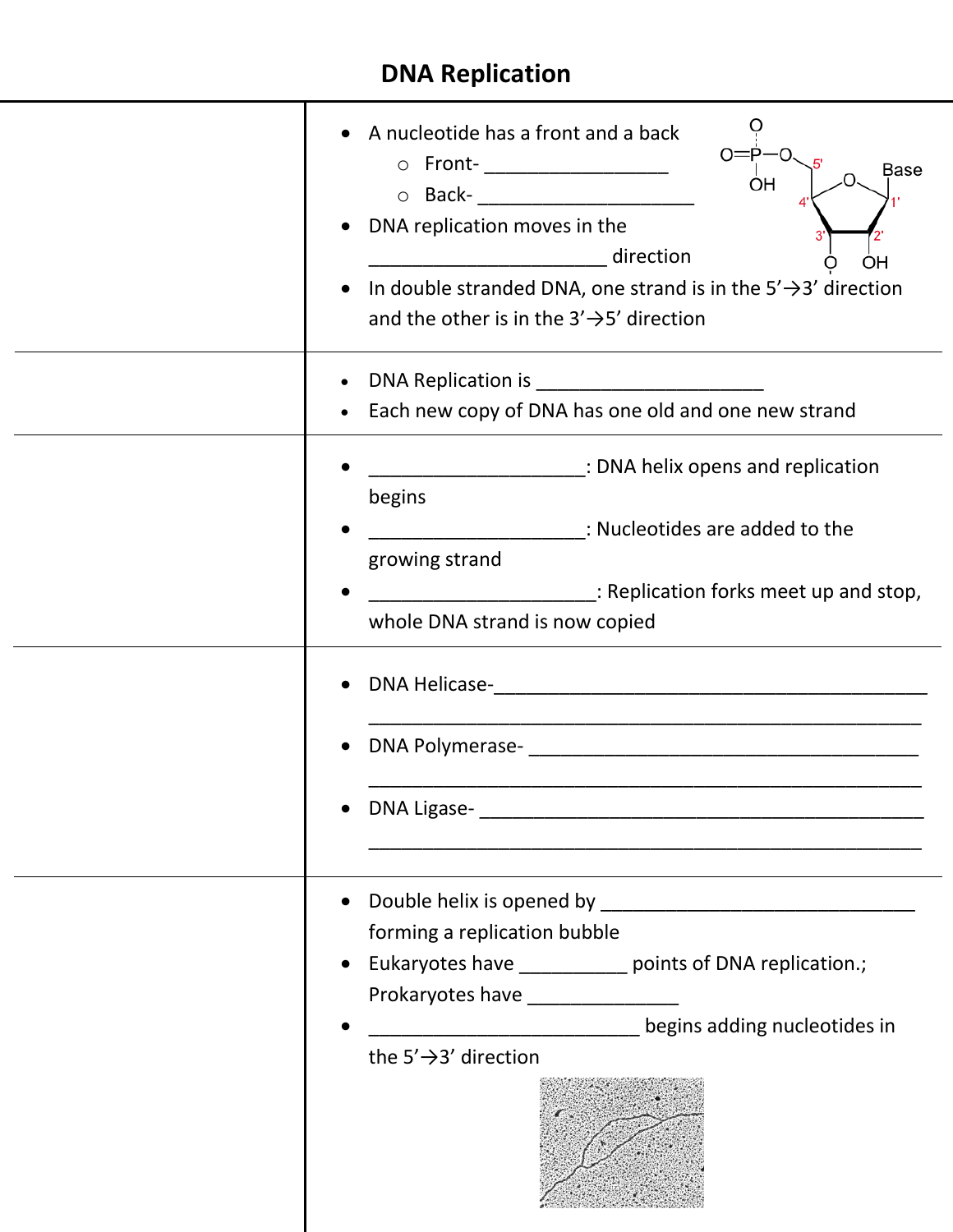# DNA Replication

|  |  |
|---|---|
|  | • A nucleotide has a front and a back<br>  ○ Front- ___________________<br>  ○ Back- ______________________<br>• DNA replication moves in the _______________________ direction<br>• In double stranded DNA, one strand is in the 5'→3' direction and the other is in the 3'→5' direction |
|  | • DNA Replication is ______________________<br>• Each new copy of DNA has one old and one new strand |
|  | • _____________________: DNA helix opens and replication begins<br>• _____________________: Nucleotides are added to the growing strand<br>• ______________________: Replication forks meet up and stop, whole DNA strand is now copied |
|  | • DNA Helicase-___________________________________________<br>_______________________________________________________<br>• DNA Polymerase- ________________________________________<br>_______________________________________________________<br>• DNA Ligase- ____________________________________________<br>_______________________________________________________ |
|  | • Double helix is opened by _______________________________ forming a replication bubble<br>• Eukaryotes have __________ points of DNA replication.; Prokaryotes have _______________<br>• ___________________________ begins adding nucleotides in the 5'→3' direction |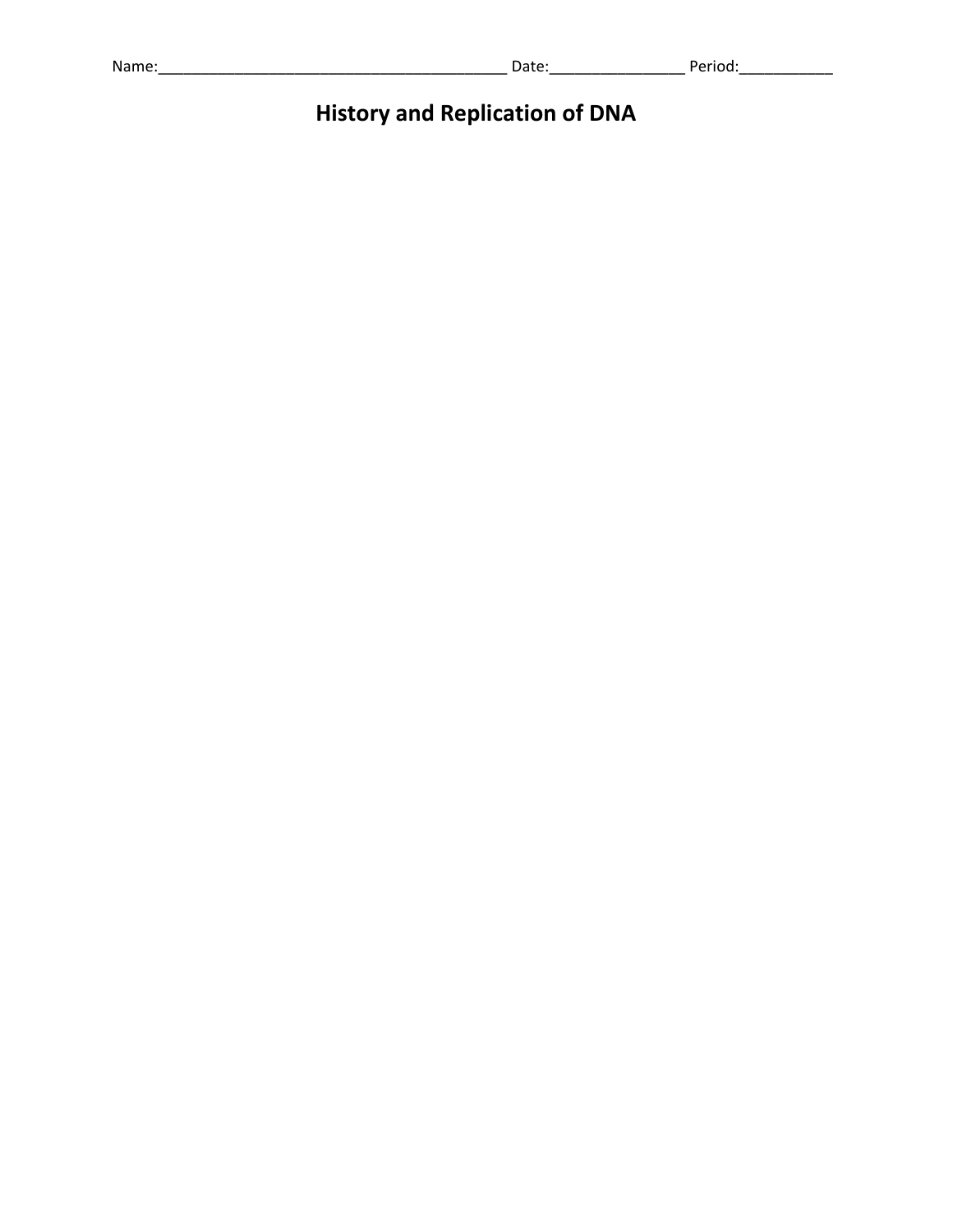Name:_________________________________________ Date:________________ Period:___________

# History and Replication of DNA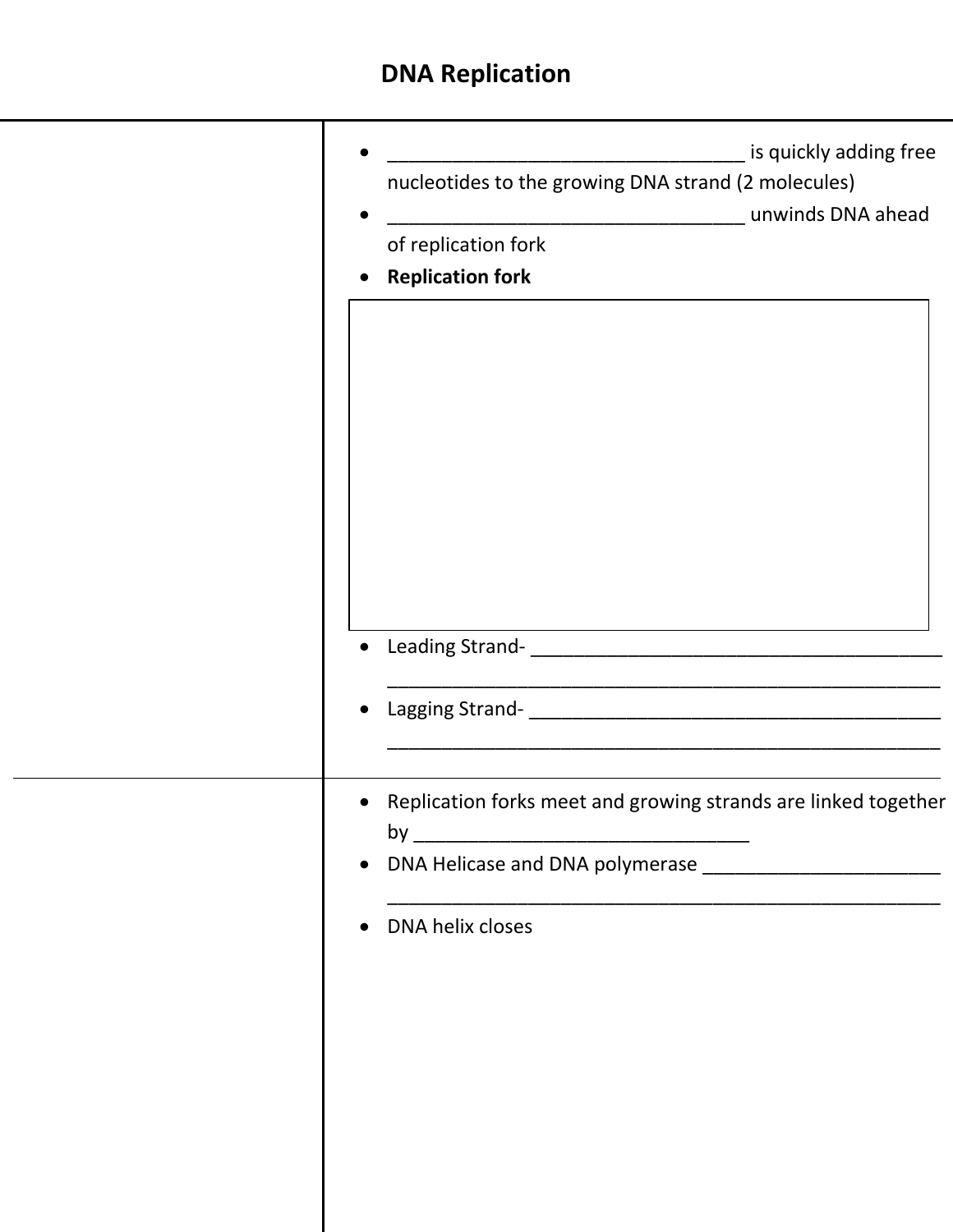# DNA Replication

- __________________________________ is quickly adding free nucleotides to the growing DNA strand (2 molecules)
- __________________________________ unwinds DNA ahead of replication fork
- **Replication fork**

- Leading Strand- ________________________________________ ______________________________________________________
- Lagging Strand- ________________________________________ ______________________________________________________

- Replication forks meet and growing strands are linked together by ________________________________
- DNA Helicase and DNA polymerase _______________________ ______________________________________________________
- DNA helix closes